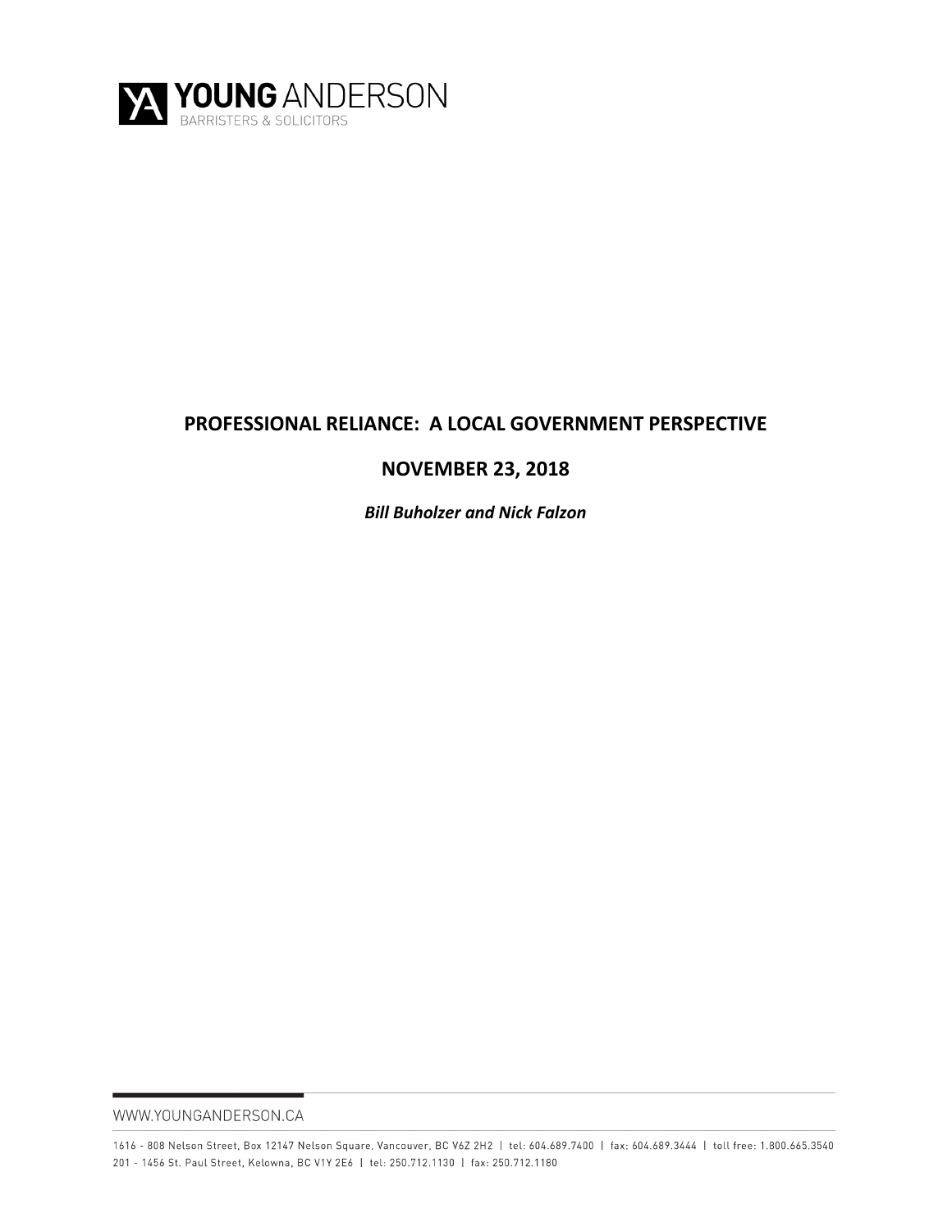YOUNG ANDERSON
BARRISTERS & SOLICITORS

# PROFESSIONAL RELIANCE: A LOCAL GOVERNMENT PERSPECTIVE

## NOVEMBER 23, 2018

***Bill Buholzer and Nick Falzon***

WWW.YOUNGANDERSON.CA

1616 - 808 Nelson Street, Box 12147 Nelson Square, Vancouver, BC V6Z 2H2 | tel: 604.689.7400 | fax: 604.689.3444 | toll free: 1.800.665.3540
201 - 1456 St. Paul Street, Kelowna, BC V1Y 2E6 | tel: 250.712.1130 | fax: 250.712.1180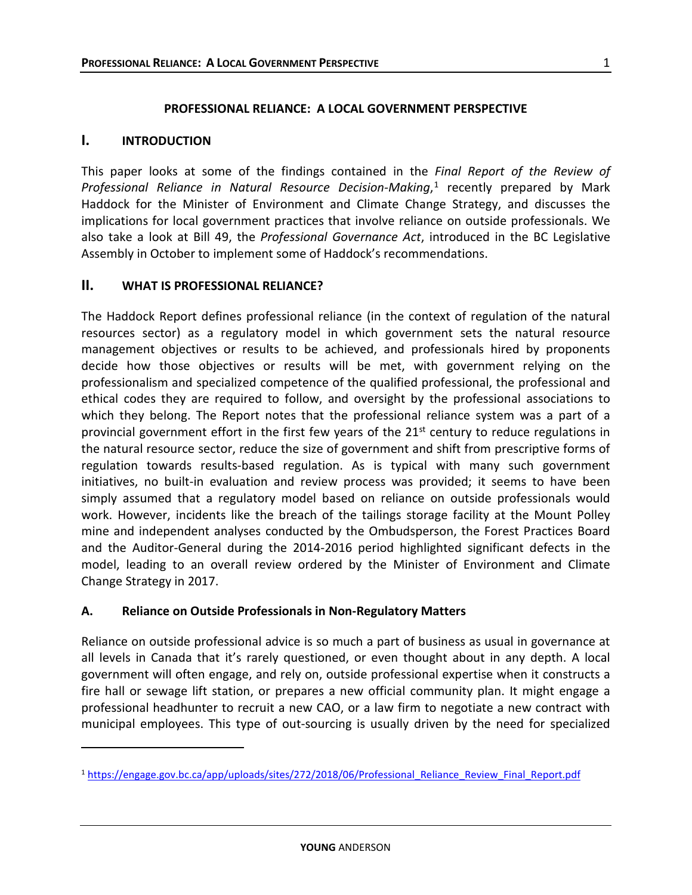# PROFESSIONAL RELIANCE: A LOCAL GOVERNMENT PERSPECTIVE

## I. INTRODUCTION

This paper looks at some of the findings contained in the *Final Report of the Review of Professional Reliance in Natural Resource Decision-Making*,[1] recently prepared by Mark Haddock for the Minister of Environment and Climate Change Strategy, and discusses the implications for local government practices that involve reliance on outside professionals. We also take a look at Bill 49, the *Professional Governance Act*, introduced in the BC Legislative Assembly in October to implement some of Haddock's recommendations.

## II. WHAT IS PROFESSIONAL RELIANCE?

The Haddock Report defines professional reliance (in the context of regulation of the natural resources sector) as a regulatory model in which government sets the natural resource management objectives or results to be achieved, and professionals hired by proponents decide how those objectives or results will be met, with government relying on the professionalism and specialized competence of the qualified professional, the professional and ethical codes they are required to follow, and oversight by the professional associations to which they belong. The Report notes that the professional reliance system was a part of a provincial government effort in the first few years of the 21st century to reduce regulations in the natural resource sector, reduce the size of government and shift from prescriptive forms of regulation towards results-based regulation. As is typical with many such government initiatives, no built-in evaluation and review process was provided; it seems to have been simply assumed that a regulatory model based on reliance on outside professionals would work. However, incidents like the breach of the tailings storage facility at the Mount Polley mine and independent analyses conducted by the Ombudsperson, the Forest Practices Board and the Auditor-General during the 2014-2016 period highlighted significant defects in the model, leading to an overall review ordered by the Minister of Environment and Climate Change Strategy in 2017.

### A. Reliance on Outside Professionals in Non-Regulatory Matters

Reliance on outside professional advice is so much a part of business as usual in governance at all levels in Canada that it's rarely questioned, or even thought about in any depth. A local government will often engage, and rely on, outside professional expertise when it constructs a fire hall or sewage lift station, or prepares a new official community plan. It might engage a professional headhunter to recruit a new CAO, or a law firm to negotiate a new contract with municipal employees. This type of out-sourcing is usually driven by the need for specialized

[1] https://engage.gov.bc.ca/app/uploads/sites/272/2018/06/Professional_Reliance_Review_Final_Report.pdf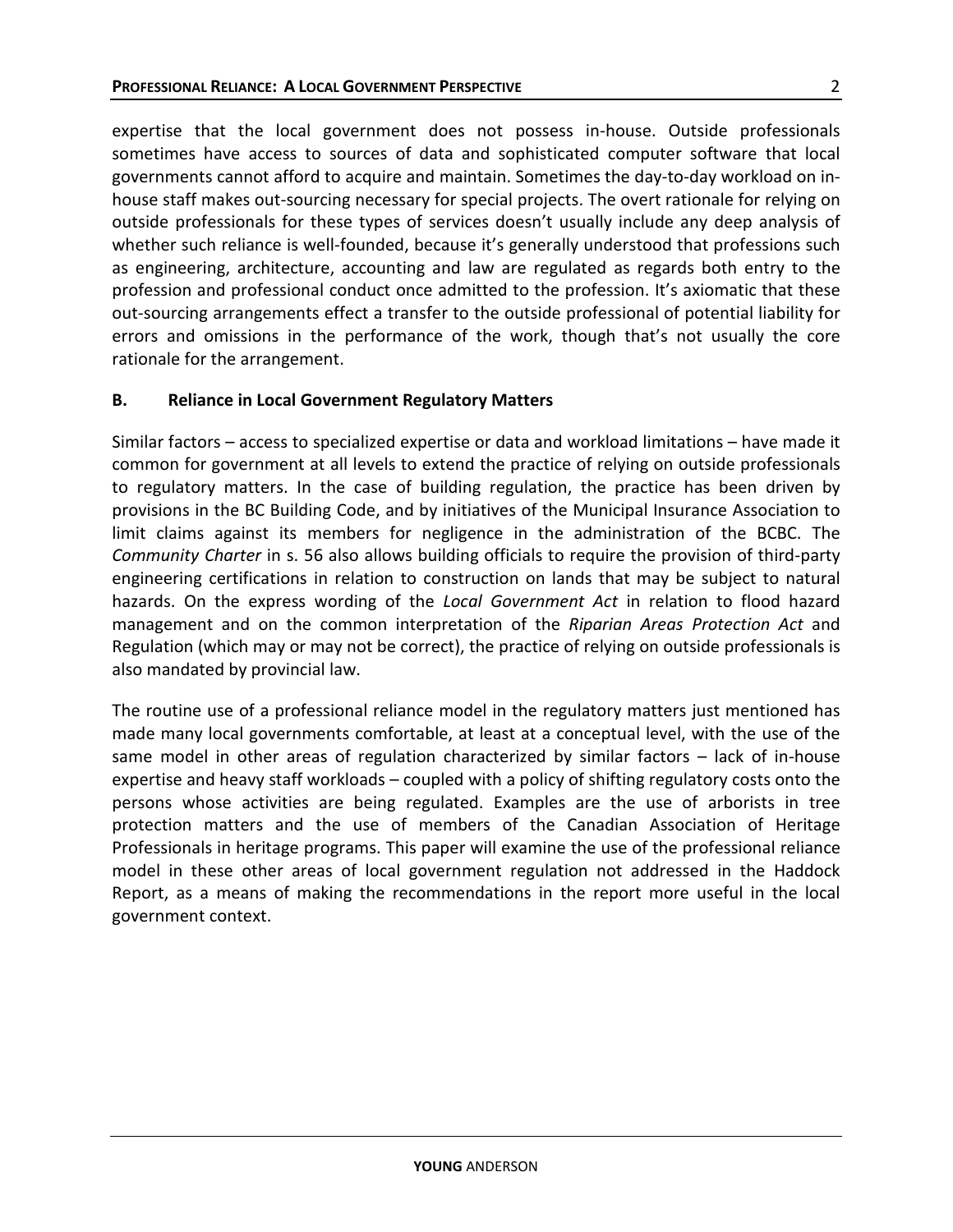expertise that the local government does not possess in-house. Outside professionals sometimes have access to sources of data and sophisticated computer software that local governments cannot afford to acquire and maintain. Sometimes the day-to-day workload on in-house staff makes out-sourcing necessary for special projects. The overt rationale for relying on outside professionals for these types of services doesn't usually include any deep analysis of whether such reliance is well-founded, because it's generally understood that professions such as engineering, architecture, accounting and law are regulated as regards both entry to the profession and professional conduct once admitted to the profession. It's axiomatic that these out-sourcing arrangements effect a transfer to the outside professional of potential liability for errors and omissions in the performance of the work, though that's not usually the core rationale for the arrangement.

### B. Reliance in Local Government Regulatory Matters

Similar factors – access to specialized expertise or data and workload limitations – have made it common for government at all levels to extend the practice of relying on outside professionals to regulatory matters. In the case of building regulation, the practice has been driven by provisions in the BC Building Code, and by initiatives of the Municipal Insurance Association to limit claims against its members for negligence in the administration of the BCBC. The *Community Charter* in s. 56 also allows building officials to require the provision of third-party engineering certifications in relation to construction on lands that may be subject to natural hazards. On the express wording of the *Local Government Act* in relation to flood hazard management and on the common interpretation of the *Riparian Areas Protection Act* and Regulation (which may or may not be correct), the practice of relying on outside professionals is also mandated by provincial law.

The routine use of a professional reliance model in the regulatory matters just mentioned has made many local governments comfortable, at least at a conceptual level, with the use of the same model in other areas of regulation characterized by similar factors – lack of in-house expertise and heavy staff workloads – coupled with a policy of shifting regulatory costs onto the persons whose activities are being regulated. Examples are the use of arborists in tree protection matters and the use of members of the Canadian Association of Heritage Professionals in heritage programs. This paper will examine the use of the professional reliance model in these other areas of local government regulation not addressed in the Haddock Report, as a means of making the recommendations in the report more useful in the local government context.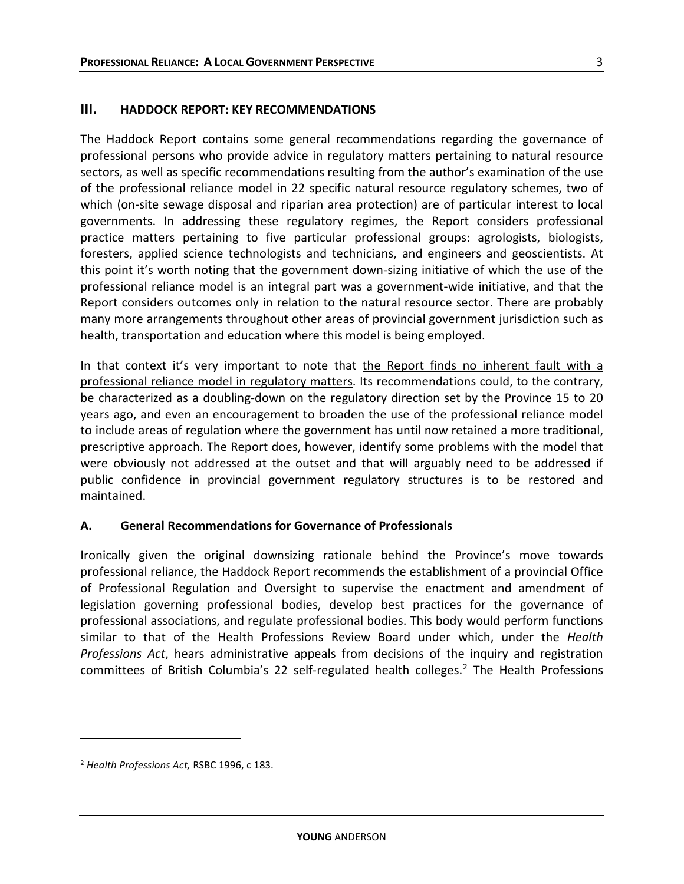## III. HADDOCK REPORT: KEY RECOMMENDATIONS

The Haddock Report contains some general recommendations regarding the governance of professional persons who provide advice in regulatory matters pertaining to natural resource sectors, as well as specific recommendations resulting from the author's examination of the use of the professional reliance model in 22 specific natural resource regulatory schemes, two of which (on-site sewage disposal and riparian area protection) are of particular interest to local governments. In addressing these regulatory regimes, the Report considers professional practice matters pertaining to five particular professional groups: agrologists, biologists, foresters, applied science technologists and technicians, and engineers and geoscientists. At this point it's worth noting that the government down-sizing initiative of which the use of the professional reliance model is an integral part was a government-wide initiative, and that the Report considers outcomes only in relation to the natural resource sector. There are probably many more arrangements throughout other areas of provincial government jurisdiction such as health, transportation and education where this model is being employed.

In that context it's very important to note that <u>the Report finds no inherent fault with a professional reliance model in regulatory matters</u>. Its recommendations could, to the contrary, be characterized as a doubling-down on the regulatory direction set by the Province 15 to 20 years ago, and even an encouragement to broaden the use of the professional reliance model to include areas of regulation where the government has until now retained a more traditional, prescriptive approach. The Report does, however, identify some problems with the model that were obviously not addressed at the outset and that will arguably need to be addressed if public confidence in provincial government regulatory structures is to be restored and maintained.

### A. General Recommendations for Governance of Professionals

Ironically given the original downsizing rationale behind the Province's move towards professional reliance, the Haddock Report recommends the establishment of a provincial Office of Professional Regulation and Oversight to supervise the enactment and amendment of legislation governing professional bodies, develop best practices for the governance of professional associations, and regulate professional bodies. This body would perform functions similar to that of the Health Professions Review Board under which, under the *Health Professions Act*, hears administrative appeals from decisions of the inquiry and registration committees of British Columbia's 22 self-regulated health colleges.[2] The Health Professions

---

[2] *Health Professions Act,* RSBC 1996, c 183.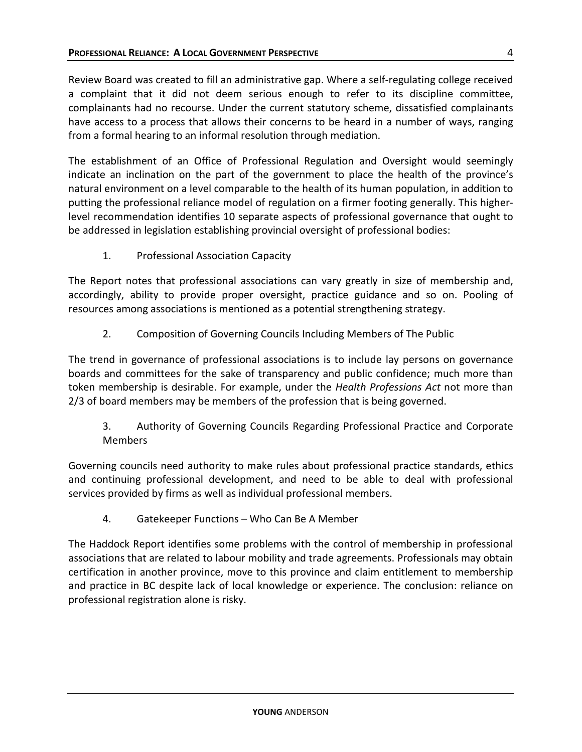Review Board was created to fill an administrative gap. Where a self-regulating college received a complaint that it did not deem serious enough to refer to its discipline committee, complainants had no recourse. Under the current statutory scheme, dissatisfied complainants have access to a process that allows their concerns to be heard in a number of ways, ranging from a formal hearing to an informal resolution through mediation.

The establishment of an Office of Professional Regulation and Oversight would seemingly indicate an inclination on the part of the government to place the health of the province's natural environment on a level comparable to the health of its human population, in addition to putting the professional reliance model of regulation on a firmer footing generally. This higher-level recommendation identifies 10 separate aspects of professional governance that ought to be addressed in legislation establishing provincial oversight of professional bodies:

1. Professional Association Capacity

The Report notes that professional associations can vary greatly in size of membership and, accordingly, ability to provide proper oversight, practice guidance and so on. Pooling of resources among associations is mentioned as a potential strengthening strategy.

2. Composition of Governing Councils Including Members of The Public

The trend in governance of professional associations is to include lay persons on governance boards and committees for the sake of transparency and public confidence; much more than token membership is desirable. For example, under the *Health Professions Act* not more than 2/3 of board members may be members of the profession that is being governed.

3. Authority of Governing Councils Regarding Professional Practice and Corporate Members

Governing councils need authority to make rules about professional practice standards, ethics and continuing professional development, and need to be able to deal with professional services provided by firms as well as individual professional members.

4. Gatekeeper Functions – Who Can Be A Member

The Haddock Report identifies some problems with the control of membership in professional associations that are related to labour mobility and trade agreements. Professionals may obtain certification in another province, move to this province and claim entitlement to membership and practice in BC despite lack of local knowledge or experience. The conclusion: reliance on professional registration alone is risky.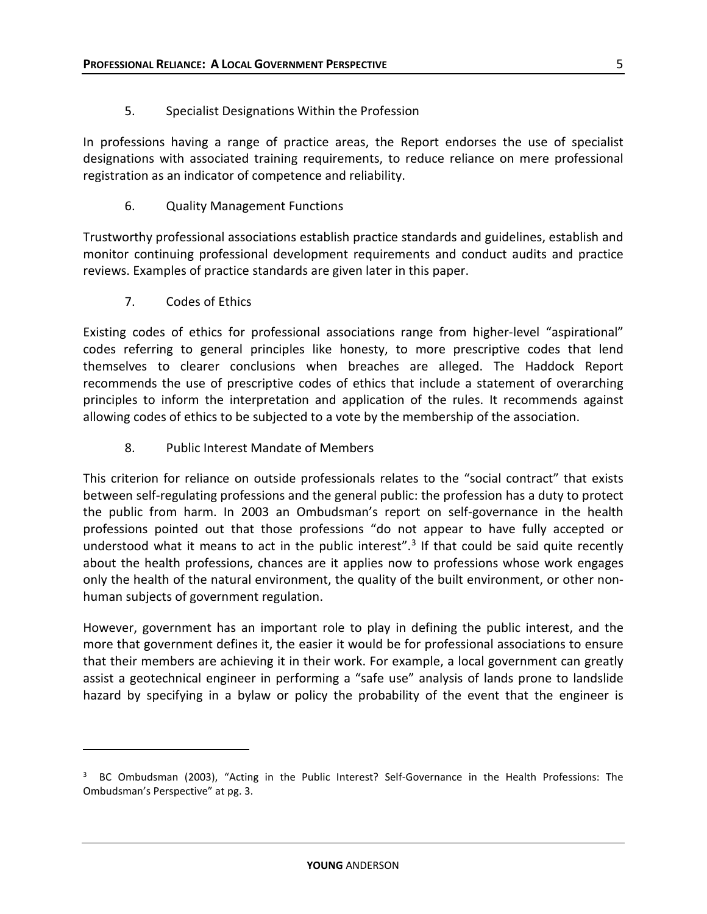5. Specialist Designations Within the Profession

In professions having a range of practice areas, the Report endorses the use of specialist designations with associated training requirements, to reduce reliance on mere professional registration as an indicator of competence and reliability.

6. Quality Management Functions

Trustworthy professional associations establish practice standards and guidelines, establish and monitor continuing professional development requirements and conduct audits and practice reviews. Examples of practice standards are given later in this paper.

7. Codes of Ethics

Existing codes of ethics for professional associations range from higher-level "aspirational" codes referring to general principles like honesty, to more prescriptive codes that lend themselves to clearer conclusions when breaches are alleged. The Haddock Report recommends the use of prescriptive codes of ethics that include a statement of overarching principles to inform the interpretation and application of the rules. It recommends against allowing codes of ethics to be subjected to a vote by the membership of the association.

8. Public Interest Mandate of Members

This criterion for reliance on outside professionals relates to the "social contract" that exists between self-regulating professions and the general public: the profession has a duty to protect the public from harm. In 2003 an Ombudsman's report on self-governance in the health professions pointed out that those professions "do not appear to have fully accepted or understood what it means to act in the public interest".[3] If that could be said quite recently about the health professions, chances are it applies now to professions whose work engages only the health of the natural environment, the quality of the built environment, or other non-human subjects of government regulation.

However, government has an important role to play in defining the public interest, and the more that government defines it, the easier it would be for professional associations to ensure that their members are achieving it in their work. For example, a local government can greatly assist a geotechnical engineer in performing a "safe use" analysis of lands prone to landslide hazard by specifying in a bylaw or policy the probability of the event that the engineer is

---

[3] BC Ombudsman (2003), "Acting in the Public Interest? Self-Governance in the Health Professions: The Ombudsman's Perspective" at pg. 3.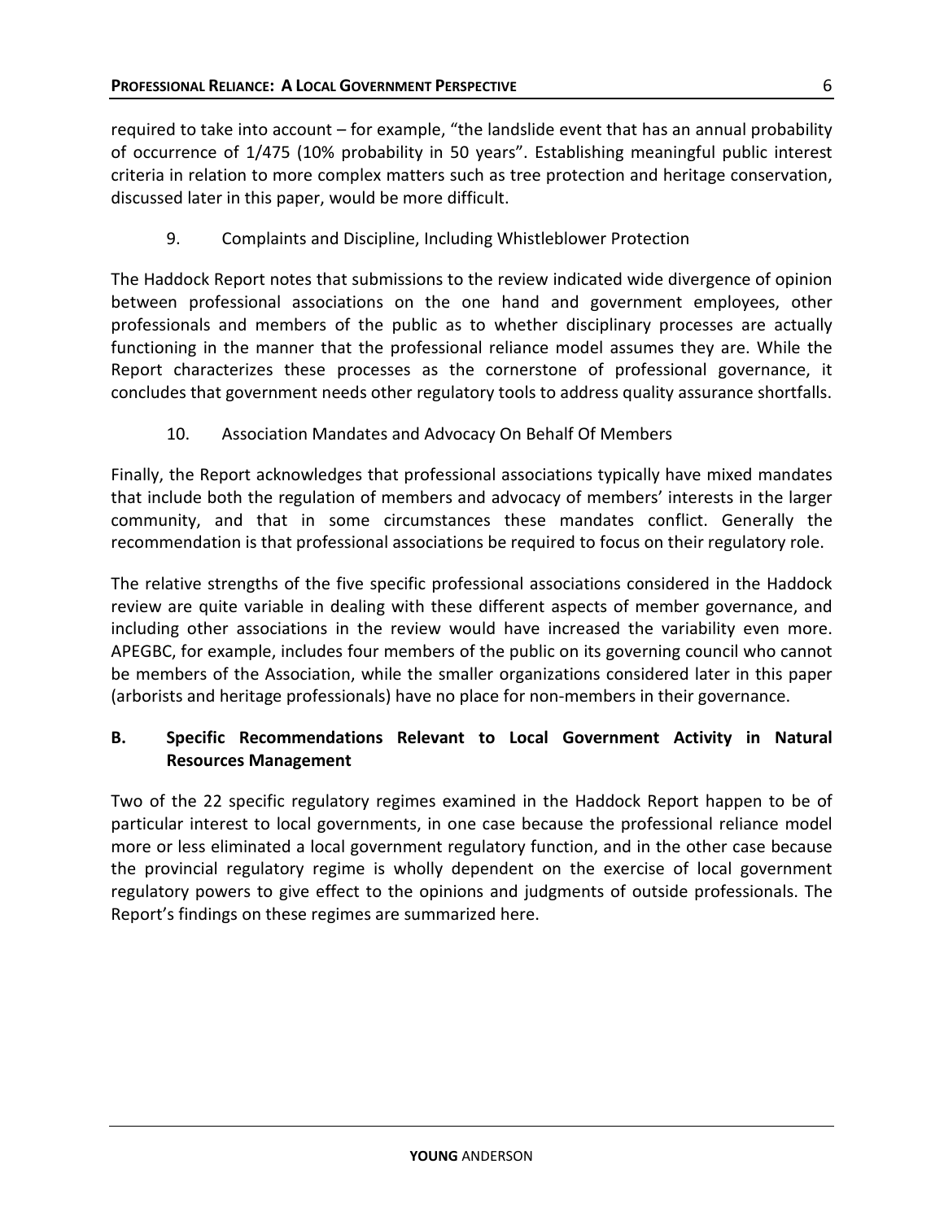required to take into account – for example, "the landslide event that has an annual probability of occurrence of 1/475 (10% probability in 50 years". Establishing meaningful public interest criteria in relation to more complex matters such as tree protection and heritage conservation, discussed later in this paper, would be more difficult.

9. Complaints and Discipline, Including Whistleblower Protection

The Haddock Report notes that submissions to the review indicated wide divergence of opinion between professional associations on the one hand and government employees, other professionals and members of the public as to whether disciplinary processes are actually functioning in the manner that the professional reliance model assumes they are. While the Report characterizes these processes as the cornerstone of professional governance, it concludes that government needs other regulatory tools to address quality assurance shortfalls.

10. Association Mandates and Advocacy On Behalf Of Members

Finally, the Report acknowledges that professional associations typically have mixed mandates that include both the regulation of members and advocacy of members' interests in the larger community, and that in some circumstances these mandates conflict. Generally the recommendation is that professional associations be required to focus on their regulatory role.

The relative strengths of the five specific professional associations considered in the Haddock review are quite variable in dealing with these different aspects of member governance, and including other associations in the review would have increased the variability even more. APEGBC, for example, includes four members of the public on its governing council who cannot be members of the Association, while the smaller organizations considered later in this paper (arborists and heritage professionals) have no place for non-members in their governance.

## B. Specific Recommendations Relevant to Local Government Activity in Natural Resources Management

Two of the 22 specific regulatory regimes examined in the Haddock Report happen to be of particular interest to local governments, in one case because the professional reliance model more or less eliminated a local government regulatory function, and in the other case because the provincial regulatory regime is wholly dependent on the exercise of local government regulatory powers to give effect to the opinions and judgments of outside professionals. The Report's findings on these regimes are summarized here.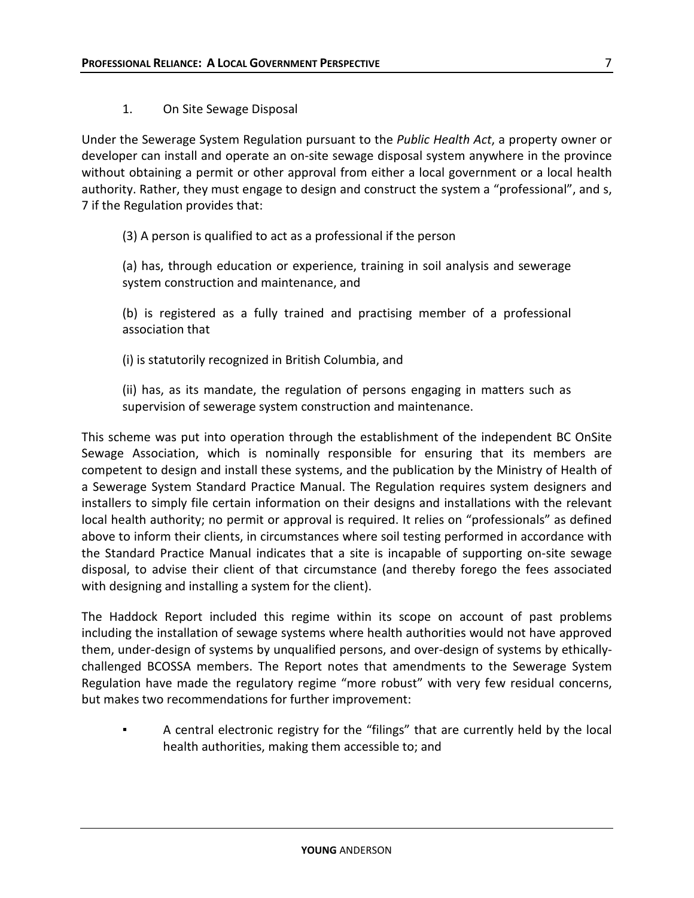1. On Site Sewage Disposal

Under the Sewerage System Regulation pursuant to the *Public Health Act*, a property owner or developer can install and operate an on-site sewage disposal system anywhere in the province without obtaining a permit or other approval from either a local government or a local health authority. Rather, they must engage to design and construct the system a "professional", and s, 7 if the Regulation provides that:

> (3) A person is qualified to act as a professional if the person
>
> (a) has, through education or experience, training in soil analysis and sewerage system construction and maintenance, and
>
> (b) is registered as a fully trained and practising member of a professional association that
>
> (i) is statutorily recognized in British Columbia, and
>
> (ii) has, as its mandate, the regulation of persons engaging in matters such as supervision of sewerage system construction and maintenance.

This scheme was put into operation through the establishment of the independent BC OnSite Sewage Association, which is nominally responsible for ensuring that its members are competent to design and install these systems, and the publication by the Ministry of Health of a Sewerage System Standard Practice Manual. The Regulation requires system designers and installers to simply file certain information on their designs and installations with the relevant local health authority; no permit or approval is required. It relies on "professionals" as defined above to inform their clients, in circumstances where soil testing performed in accordance with the Standard Practice Manual indicates that a site is incapable of supporting on-site sewage disposal, to advise their client of that circumstance (and thereby forego the fees associated with designing and installing a system for the client).

The Haddock Report included this regime within its scope on account of past problems including the installation of sewage systems where health authorities would not have approved them, under-design of systems by unqualified persons, and over-design of systems by ethically-challenged BCOSSA members. The Report notes that amendments to the Sewerage System Regulation have made the regulatory regime "more robust" with very few residual concerns, but makes two recommendations for further improvement:

- A central electronic registry for the "filings" that are currently held by the local health authorities, making them accessible to; and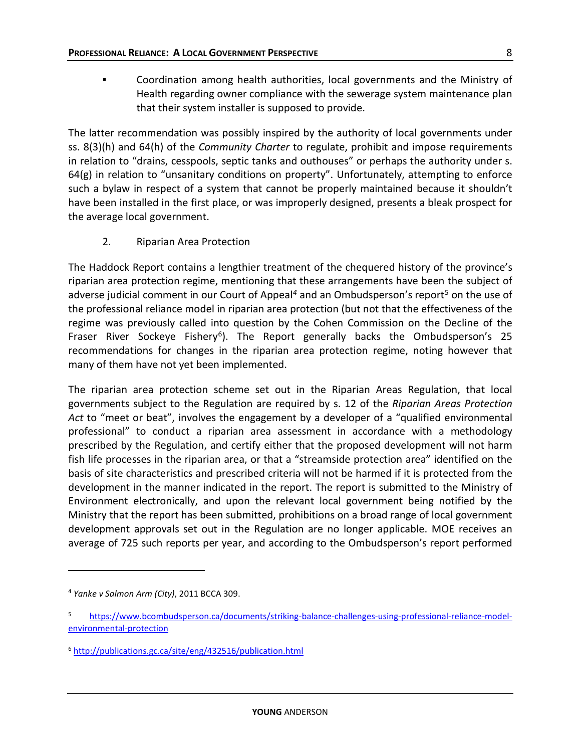- Coordination among health authorities, local governments and the Ministry of Health regarding owner compliance with the sewerage system maintenance plan that their system installer is supposed to provide.

The latter recommendation was possibly inspired by the authority of local governments under ss. 8(3)(h) and 64(h) of the *Community Charter* to regulate, prohibit and impose requirements in relation to "drains, cesspools, septic tanks and outhouses" or perhaps the authority under s. 64(g) in relation to "unsanitary conditions on property". Unfortunately, attempting to enforce such a bylaw in respect of a system that cannot be properly maintained because it shouldn't have been installed in the first place, or was improperly designed, presents a bleak prospect for the average local government.

2. Riparian Area Protection

The Haddock Report contains a lengthier treatment of the chequered history of the province's riparian area protection regime, mentioning that these arrangements have been the subject of adverse judicial comment in our Court of Appeal[4] and an Ombudsperson's report[5] on the use of the professional reliance model in riparian area protection (but not that the effectiveness of the regime was previously called into question by the Cohen Commission on the Decline of the Fraser River Sockeye Fishery[6]). The Report generally backs the Ombudsperson's 25 recommendations for changes in the riparian area protection regime, noting however that many of them have not yet been implemented.

The riparian area protection scheme set out in the Riparian Areas Regulation, that local governments subject to the Regulation are required by s. 12 of the *Riparian Areas Protection Act* to "meet or beat", involves the engagement by a developer of a "qualified environmental professional" to conduct a riparian area assessment in accordance with a methodology prescribed by the Regulation, and certify either that the proposed development will not harm fish life processes in the riparian area, or that a "streamside protection area" identified on the basis of site characteristics and prescribed criteria will not be harmed if it is protected from the development in the manner indicated in the report. The report is submitted to the Ministry of Environment electronically, and upon the relevant local government being notified by the Ministry that the report has been submitted, prohibitions on a broad range of local government development approvals set out in the Regulation are no longer applicable. MOE receives an average of 725 such reports per year, and according to the Ombudsperson's report performed

---

[4] *Yanke v Salmon Arm (City)*, 2011 BCCA 309.

[5] https://www.bcombudsperson.ca/documents/striking-balance-challenges-using-professional-reliance-model-environmental-protection

[6] http://publications.gc.ca/site/eng/432516/publication.html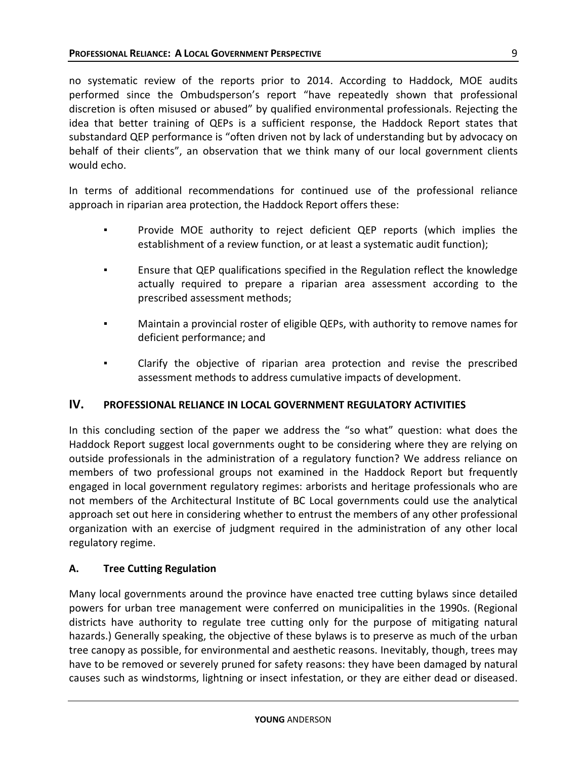no systematic review of the reports prior to 2014. According to Haddock, MOE audits performed since the Ombudsperson's report "have repeatedly shown that professional discretion is often misused or abused" by qualified environmental professionals. Rejecting the idea that better training of QEPs is a sufficient response, the Haddock Report states that substandard QEP performance is "often driven not by lack of understanding but by advocacy on behalf of their clients", an observation that we think many of our local government clients would echo.

In terms of additional recommendations for continued use of the professional reliance approach in riparian area protection, the Haddock Report offers these:

- Provide MOE authority to reject deficient QEP reports (which implies the establishment of a review function, or at least a systematic audit function);
- Ensure that QEP qualifications specified in the Regulation reflect the knowledge actually required to prepare a riparian area assessment according to the prescribed assessment methods;
- Maintain a provincial roster of eligible QEPs, with authority to remove names for deficient performance; and
- Clarify the objective of riparian area protection and revise the prescribed assessment methods to address cumulative impacts of development.

## IV. PROFESSIONAL RELIANCE IN LOCAL GOVERNMENT REGULATORY ACTIVITIES

In this concluding section of the paper we address the "so what" question: what does the Haddock Report suggest local governments ought to be considering where they are relying on outside professionals in the administration of a regulatory function? We address reliance on members of two professional groups not examined in the Haddock Report but frequently engaged in local government regulatory regimes: arborists and heritage professionals who are not members of the Architectural Institute of BC Local governments could use the analytical approach set out here in considering whether to entrust the members of any other professional organization with an exercise of judgment required in the administration of any other local regulatory regime.

### A. Tree Cutting Regulation

Many local governments around the province have enacted tree cutting bylaws since detailed powers for urban tree management were conferred on municipalities in the 1990s. (Regional districts have authority to regulate tree cutting only for the purpose of mitigating natural hazards.) Generally speaking, the objective of these bylaws is to preserve as much of the urban tree canopy as possible, for environmental and aesthetic reasons. Inevitably, though, trees may have to be removed or severely pruned for safety reasons: they have been damaged by natural causes such as windstorms, lightning or insect infestation, or they are either dead or diseased.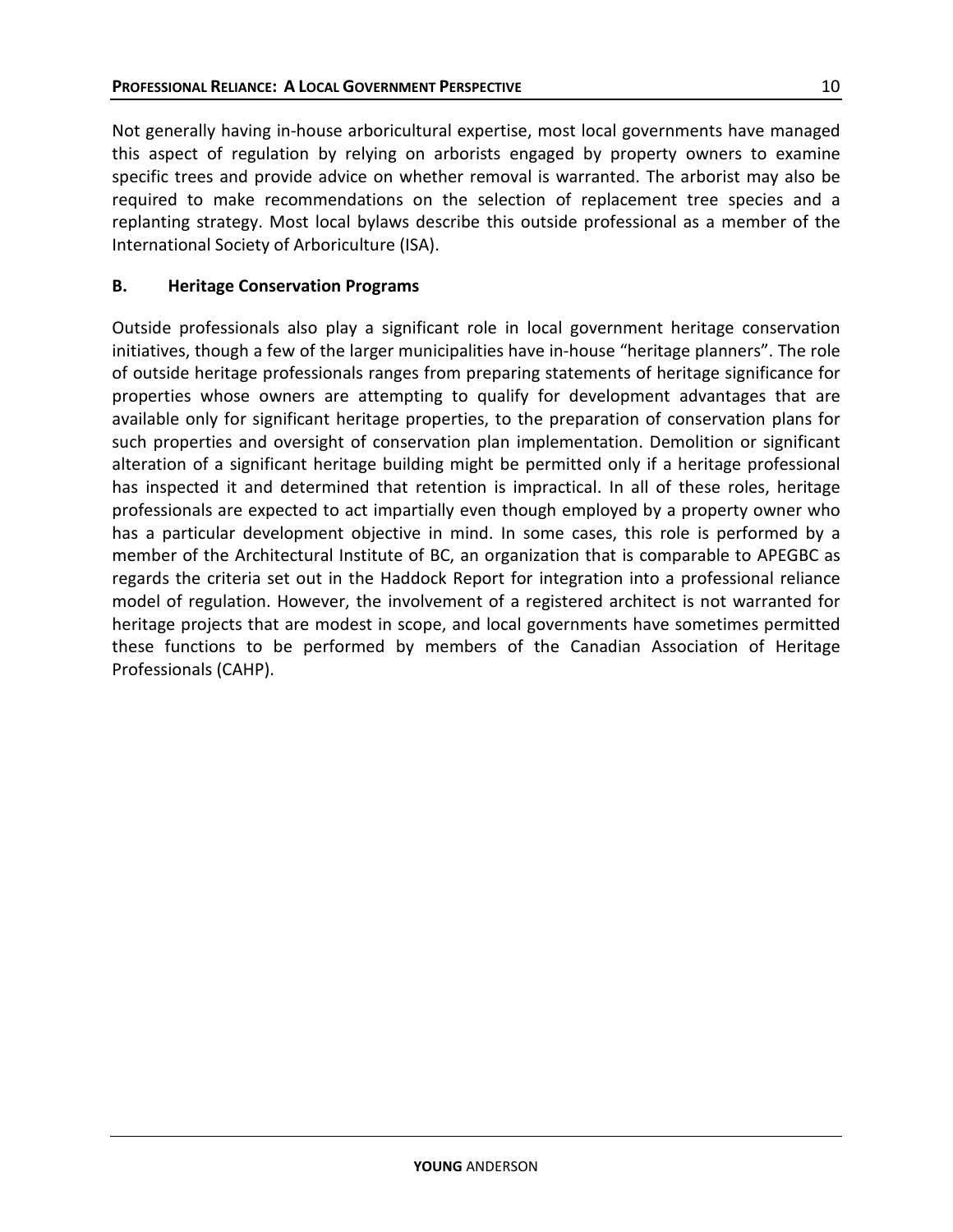Not generally having in-house arboricultural expertise, most local governments have managed this aspect of regulation by relying on arborists engaged by property owners to examine specific trees and provide advice on whether removal is warranted. The arborist may also be required to make recommendations on the selection of replacement tree species and a replanting strategy. Most local bylaws describe this outside professional as a member of the International Society of Arboriculture (ISA).

### B. Heritage Conservation Programs

Outside professionals also play a significant role in local government heritage conservation initiatives, though a few of the larger municipalities have in-house "heritage planners". The role of outside heritage professionals ranges from preparing statements of heritage significance for properties whose owners are attempting to qualify for development advantages that are available only for significant heritage properties, to the preparation of conservation plans for such properties and oversight of conservation plan implementation. Demolition or significant alteration of a significant heritage building might be permitted only if a heritage professional has inspected it and determined that retention is impractical. In all of these roles, heritage professionals are expected to act impartially even though employed by a property owner who has a particular development objective in mind. In some cases, this role is performed by a member of the Architectural Institute of BC, an organization that is comparable to APEGBC as regards the criteria set out in the Haddock Report for integration into a professional reliance model of regulation. However, the involvement of a registered architect is not warranted for heritage projects that are modest in scope, and local governments have sometimes permitted these functions to be performed by members of the Canadian Association of Heritage Professionals (CAHP).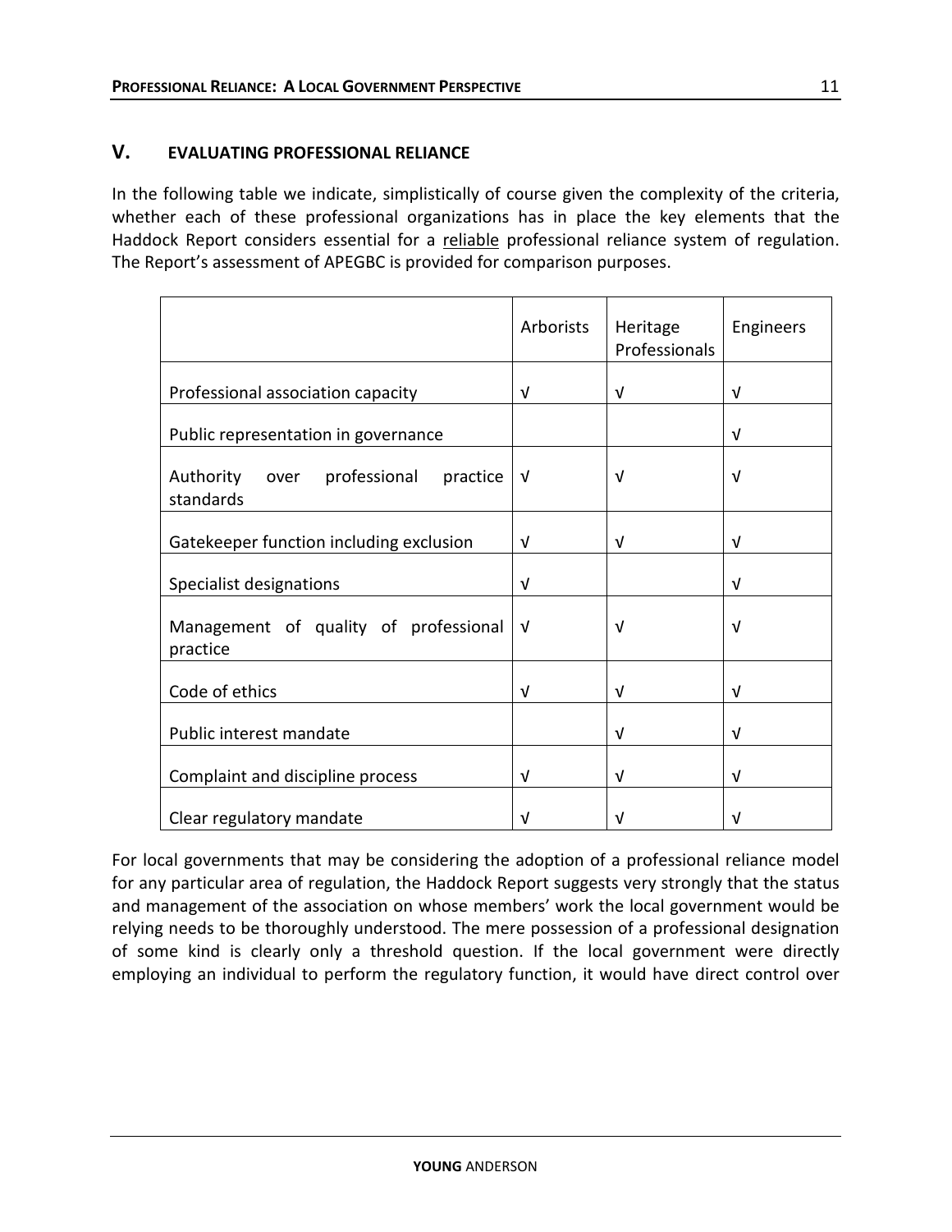## V. EVALUATING PROFESSIONAL RELIANCE

In the following table we indicate, simplistically of course given the complexity of the criteria, whether each of these professional organizations has in place the key elements that the Haddock Report considers essential for a reliable professional reliance system of regulation. The Report's assessment of APEGBC is provided for comparison purposes.

| | Arborists | Heritage Professionals | Engineers |
|---|---|---|---|
| Professional association capacity | √ | √ | √ |
| Public representation in governance | | | √ |
| Authority over professional practice standards | √ | √ | √ |
| Gatekeeper function including exclusion | √ | √ | √ |
| Specialist designations | √ | | √ |
| Management of quality of professional practice | √ | √ | √ |
| Code of ethics | √ | √ | √ |
| Public interest mandate | | √ | √ |
| Complaint and discipline process | √ | √ | √ |
| Clear regulatory mandate | √ | √ | √ |

For local governments that may be considering the adoption of a professional reliance model for any particular area of regulation, the Haddock Report suggests very strongly that the status and management of the association on whose members' work the local government would be relying needs to be thoroughly understood. The mere possession of a professional designation of some kind is clearly only a threshold question. If the local government were directly employing an individual to perform the regulatory function, it would have direct control over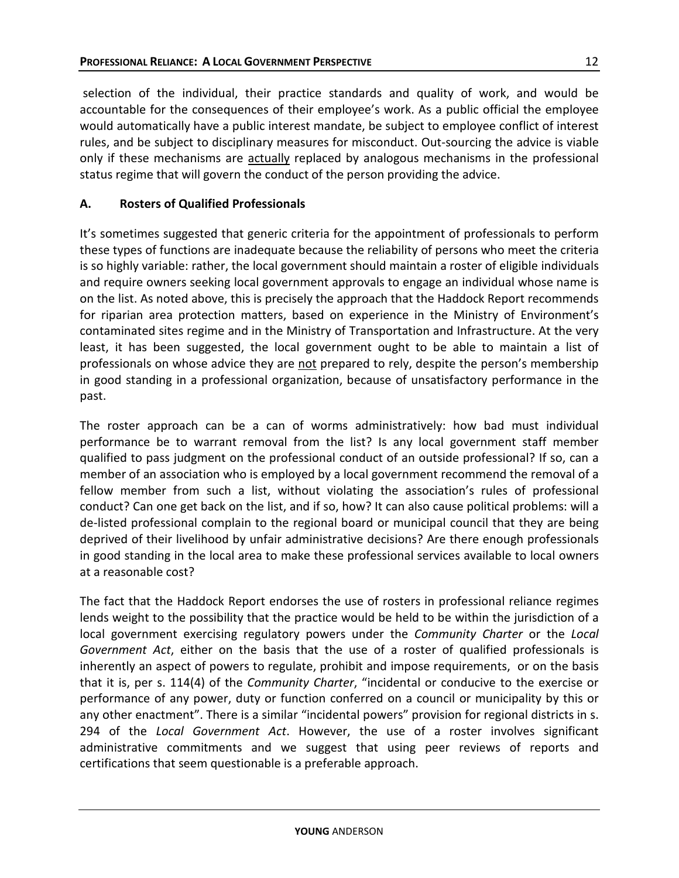selection of the individual, their practice standards and quality of work, and would be accountable for the consequences of their employee's work. As a public official the employee would automatically have a public interest mandate, be subject to employee conflict of interest rules, and be subject to disciplinary measures for misconduct. Out-sourcing the advice is viable only if these mechanisms are <u>actually</u> replaced by analogous mechanisms in the professional status regime that will govern the conduct of the person providing the advice.

## A. Rosters of Qualified Professionals

It's sometimes suggested that generic criteria for the appointment of professionals to perform these types of functions are inadequate because the reliability of persons who meet the criteria is so highly variable: rather, the local government should maintain a roster of eligible individuals and require owners seeking local government approvals to engage an individual whose name is on the list. As noted above, this is precisely the approach that the Haddock Report recommends for riparian area protection matters, based on experience in the Ministry of Environment's contaminated sites regime and in the Ministry of Transportation and Infrastructure. At the very least, it has been suggested, the local government ought to be able to maintain a list of professionals on whose advice they are <u>not</u> prepared to rely, despite the person's membership in good standing in a professional organization, because of unsatisfactory performance in the past.

The roster approach can be a can of worms administratively: how bad must individual performance be to warrant removal from the list? Is any local government staff member qualified to pass judgment on the professional conduct of an outside professional? If so, can a member of an association who is employed by a local government recommend the removal of a fellow member from such a list, without violating the association's rules of professional conduct? Can one get back on the list, and if so, how? It can also cause political problems: will a de-listed professional complain to the regional board or municipal council that they are being deprived of their livelihood by unfair administrative decisions? Are there enough professionals in good standing in the local area to make these professional services available to local owners at a reasonable cost?

The fact that the Haddock Report endorses the use of rosters in professional reliance regimes lends weight to the possibility that the practice would be held to be within the jurisdiction of a local government exercising regulatory powers under the *Community Charter* or the *Local Government Act*, either on the basis that the use of a roster of qualified professionals is inherently an aspect of powers to regulate, prohibit and impose requirements, or on the basis that it is, per s. 114(4) of the *Community Charter*, "incidental or conducive to the exercise or performance of any power, duty or function conferred on a council or municipality by this or any other enactment". There is a similar "incidental powers" provision for regional districts in s. 294 of the *Local Government Act*. However, the use of a roster involves significant administrative commitments and we suggest that using peer reviews of reports and certifications that seem questionable is a preferable approach.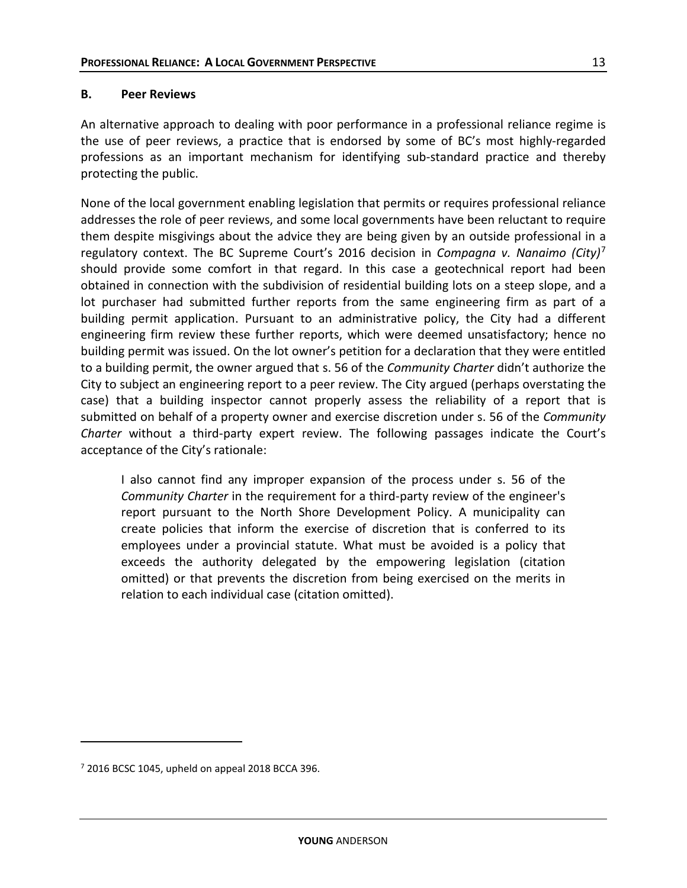## B. Peer Reviews

An alternative approach to dealing with poor performance in a professional reliance regime is the use of peer reviews, a practice that is endorsed by some of BC's most highly-regarded professions as an important mechanism for identifying sub-standard practice and thereby protecting the public.

None of the local government enabling legislation that permits or requires professional reliance addresses the role of peer reviews, and some local governments have been reluctant to require them despite misgivings about the advice they are being given by an outside professional in a regulatory context. The BC Supreme Court's 2016 decision in *Compagna v. Nanaimo (City)*[7] should provide some comfort in that regard. In this case a geotechnical report had been obtained in connection with the subdivision of residential building lots on a steep slope, and a lot purchaser had submitted further reports from the same engineering firm as part of a building permit application. Pursuant to an administrative policy, the City had a different engineering firm review these further reports, which were deemed unsatisfactory; hence no building permit was issued. On the lot owner's petition for a declaration that they were entitled to a building permit, the owner argued that s. 56 of the *Community Charter* didn't authorize the City to subject an engineering report to a peer review. The City argued (perhaps overstating the case) that a building inspector cannot properly assess the reliability of a report that is submitted on behalf of a property owner and exercise discretion under s. 56 of the *Community Charter* without a third-party expert review. The following passages indicate the Court's acceptance of the City's rationale:

> I also cannot find any improper expansion of the process under s. 56 of the *Community Charter* in the requirement for a third-party review of the engineer's report pursuant to the North Shore Development Policy. A municipality can create policies that inform the exercise of discretion that is conferred to its employees under a provincial statute. What must be avoided is a policy that exceeds the authority delegated by the empowering legislation (citation omitted) or that prevents the discretion from being exercised on the merits in relation to each individual case (citation omitted).

---

[7] 2016 BCSC 1045, upheld on appeal 2018 BCCA 396.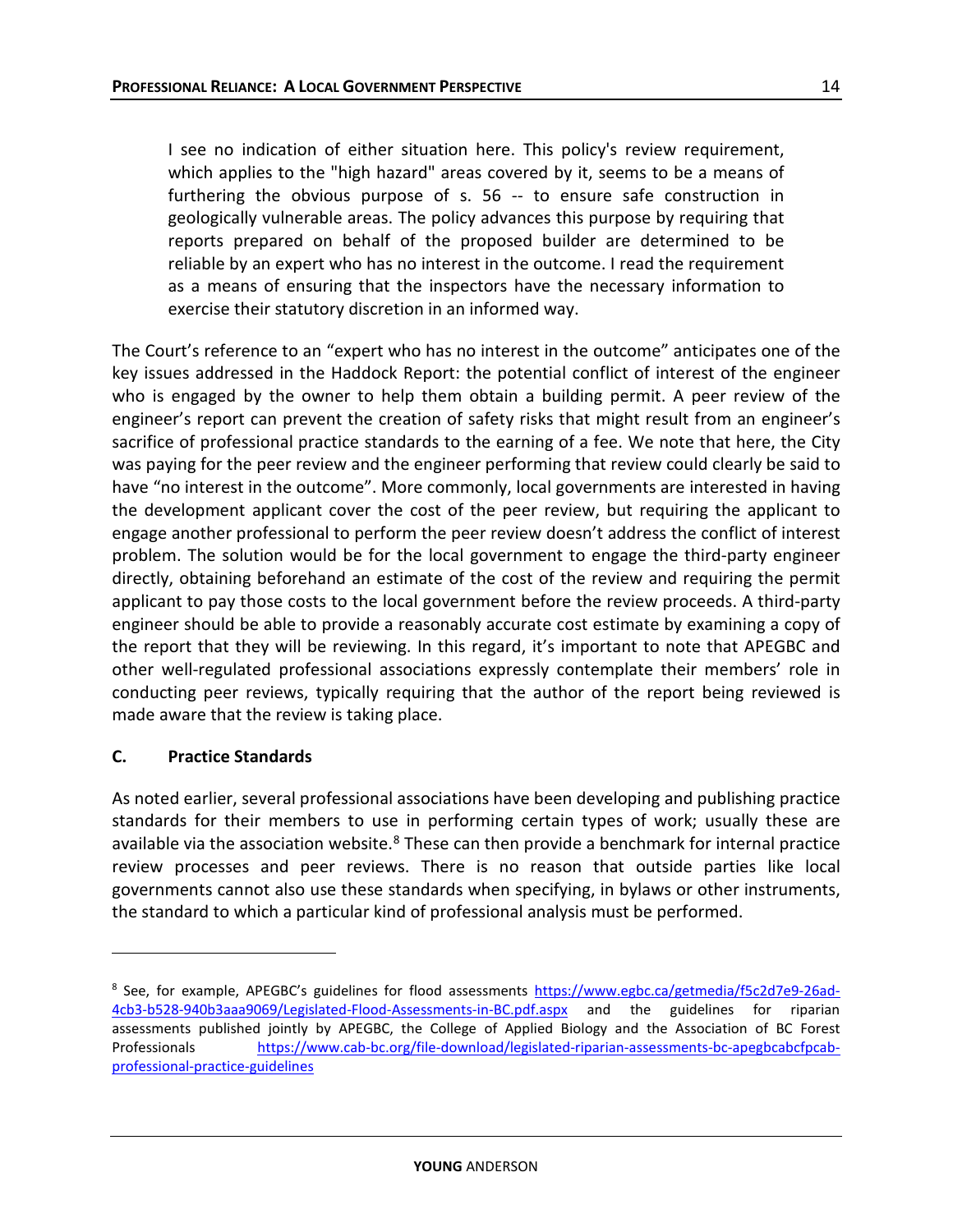> I see no indication of either situation here. This policy's review requirement, which applies to the "high hazard" areas covered by it, seems to be a means of furthering the obvious purpose of s. 56 -- to ensure safe construction in geologically vulnerable areas. The policy advances this purpose by requiring that reports prepared on behalf of the proposed builder are determined to be reliable by an expert who has no interest in the outcome. I read the requirement as a means of ensuring that the inspectors have the necessary information to exercise their statutory discretion in an informed way.

The Court's reference to an "expert who has no interest in the outcome" anticipates one of the key issues addressed in the Haddock Report: the potential conflict of interest of the engineer who is engaged by the owner to help them obtain a building permit. A peer review of the engineer's report can prevent the creation of safety risks that might result from an engineer's sacrifice of professional practice standards to the earning of a fee. We note that here, the City was paying for the peer review and the engineer performing that review could clearly be said to have "no interest in the outcome". More commonly, local governments are interested in having the development applicant cover the cost of the peer review, but requiring the applicant to engage another professional to perform the peer review doesn't address the conflict of interest problem. The solution would be for the local government to engage the third-party engineer directly, obtaining beforehand an estimate of the cost of the review and requiring the permit applicant to pay those costs to the local government before the review proceeds. A third-party engineer should be able to provide a reasonably accurate cost estimate by examining a copy of the report that they will be reviewing. In this regard, it's important to note that APEGBC and other well-regulated professional associations expressly contemplate their members' role in conducting peer reviews, typically requiring that the author of the report being reviewed is made aware that the review is taking place.

### C. Practice Standards

As noted earlier, several professional associations have been developing and publishing practice standards for their members to use in performing certain types of work; usually these are available via the association website.[8] These can then provide a benchmark for internal practice review processes and peer reviews. There is no reason that outside parties like local governments cannot also use these standards when specifying, in bylaws or other instruments, the standard to which a particular kind of professional analysis must be performed.

---

[8] See, for example, APEGBC's guidelines for flood assessments https://www.egbc.ca/getmedia/f5c2d7e9-26ad-4cb3-b528-940b3aaa9069/Legislated-Flood-Assessments-in-BC.pdf.aspx and the guidelines for riparian assessments published jointly by APEGBC, the College of Applied Biology and the Association of BC Forest Professionals https://www.cab-bc.org/file-download/legislated-riparian-assessments-bc-apegbcabcfpcab-professional-practice-guidelines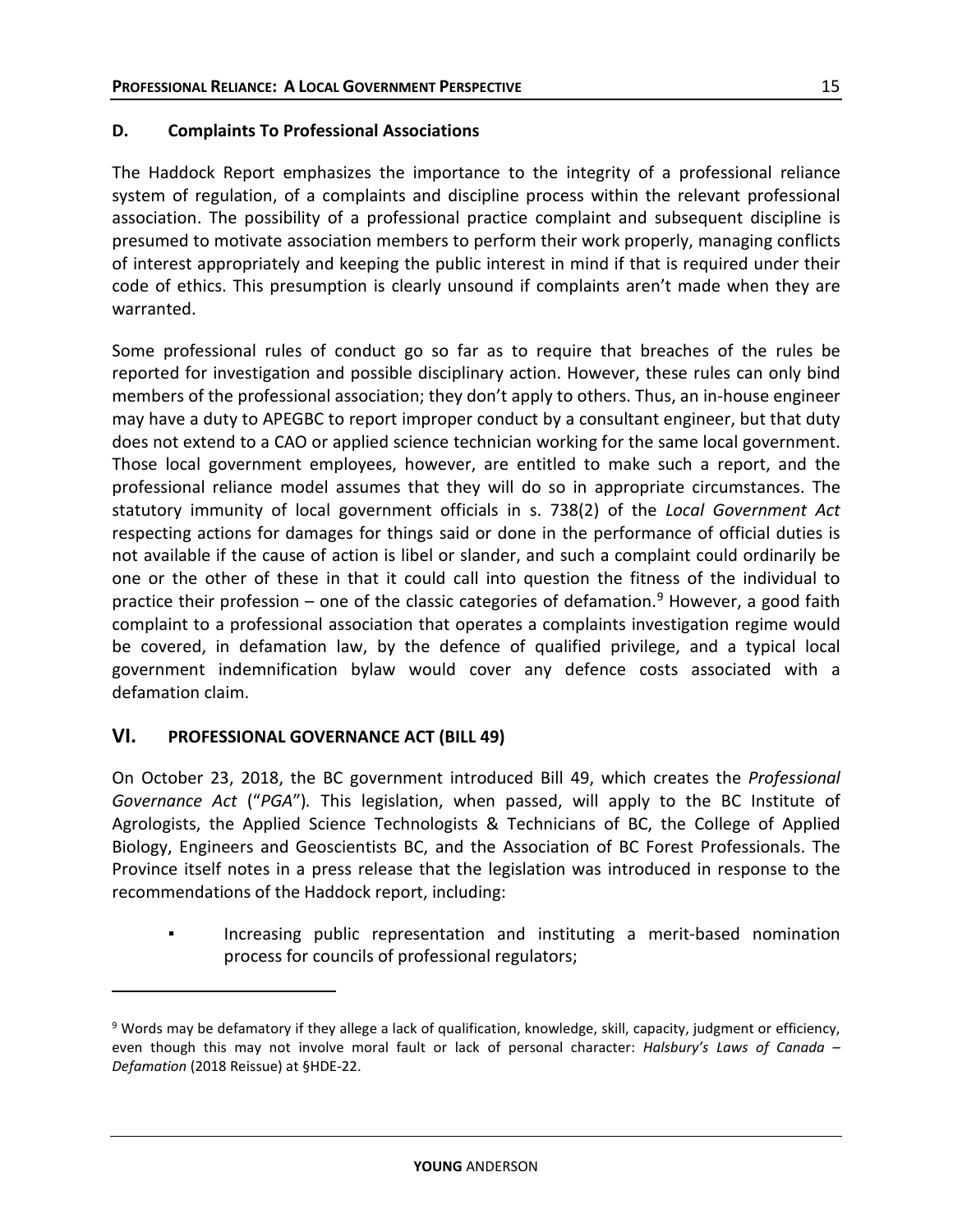### D. Complaints To Professional Associations

The Haddock Report emphasizes the importance to the integrity of a professional reliance system of regulation, of a complaints and discipline process within the relevant professional association. The possibility of a professional practice complaint and subsequent discipline is presumed to motivate association members to perform their work properly, managing conflicts of interest appropriately and keeping the public interest in mind if that is required under their code of ethics. This presumption is clearly unsound if complaints aren't made when they are warranted.

Some professional rules of conduct go so far as to require that breaches of the rules be reported for investigation and possible disciplinary action. However, these rules can only bind members of the professional association; they don't apply to others. Thus, an in-house engineer may have a duty to APEGBC to report improper conduct by a consultant engineer, but that duty does not extend to a CAO or applied science technician working for the same local government. Those local government employees, however, are entitled to make such a report, and the professional reliance model assumes that they will do so in appropriate circumstances. The statutory immunity of local government officials in s. 738(2) of the *Local Government Act* respecting actions for damages for things said or done in the performance of official duties is not available if the cause of action is libel or slander, and such a complaint could ordinarily be one or the other of these in that it could call into question the fitness of the individual to practice their profession – one of the classic categories of defamation.[9] However, a good faith complaint to a professional association that operates a complaints investigation regime would be covered, in defamation law, by the defence of qualified privilege, and a typical local government indemnification bylaw would cover any defence costs associated with a defamation claim.

## VI. PROFESSIONAL GOVERNANCE ACT (BILL 49)

On October 23, 2018, the BC government introduced Bill 49, which creates the *Professional Governance Act* ("*PGA*"). This legislation, when passed, will apply to the BC Institute of Agrologists, the Applied Science Technologists & Technicians of BC, the College of Applied Biology, Engineers and Geoscientists BC, and the Association of BC Forest Professionals. The Province itself notes in a press release that the legislation was introduced in response to the recommendations of the Haddock report, including:

- Increasing public representation and instituting a merit-based nomination process for councils of professional regulators;

[9] Words may be defamatory if they allege a lack of qualification, knowledge, skill, capacity, judgment or efficiency, even though this may not involve moral fault or lack of personal character: *Halsbury's Laws of Canada – Defamation* (2018 Reissue) at §HDE-22.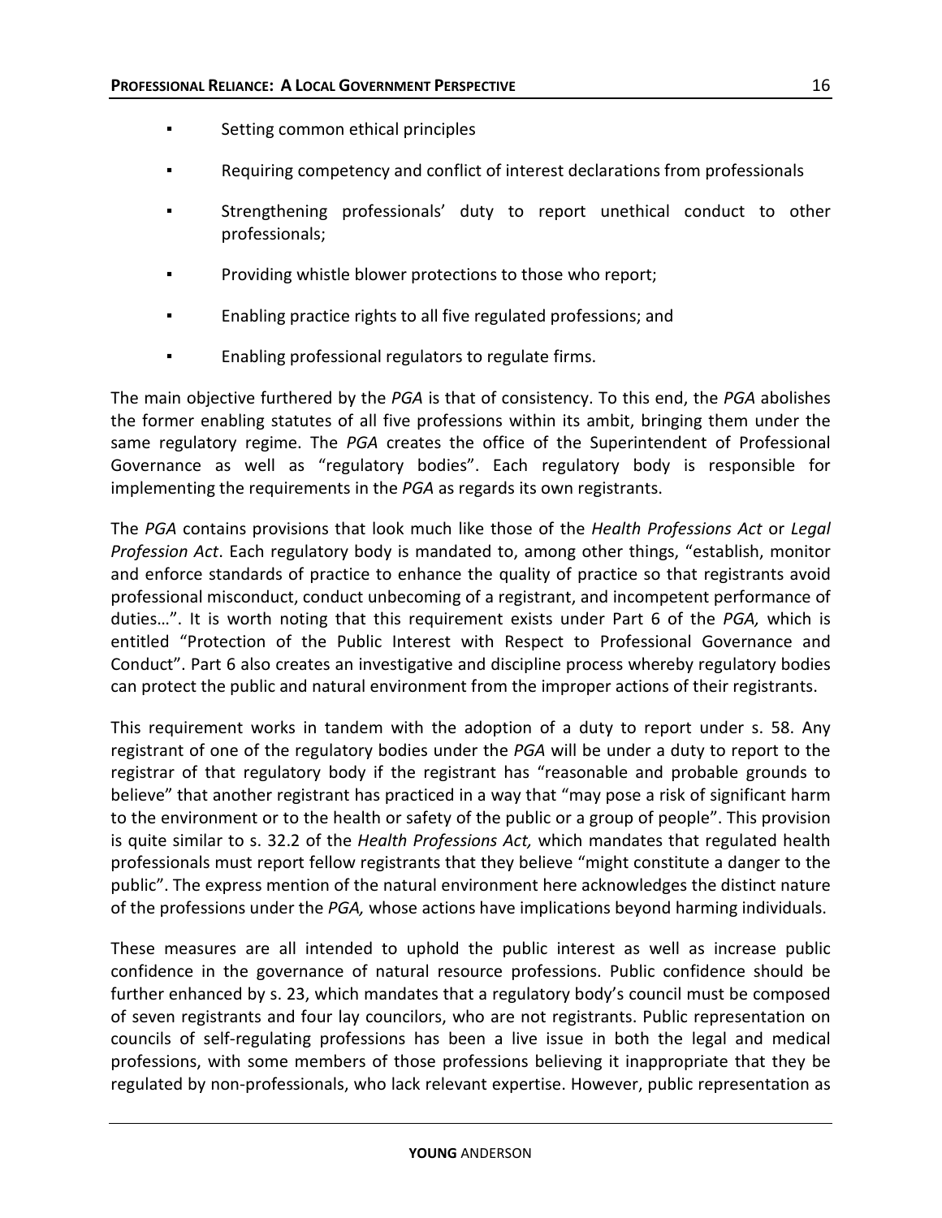- Setting common ethical principles
- Requiring competency and conflict of interest declarations from professionals
- Strengthening professionals' duty to report unethical conduct to other professionals;
- Providing whistle blower protections to those who report;
- Enabling practice rights to all five regulated professions; and
- Enabling professional regulators to regulate firms.

The main objective furthered by the *PGA* is that of consistency. To this end, the *PGA* abolishes the former enabling statutes of all five professions within its ambit, bringing them under the same regulatory regime. The *PGA* creates the office of the Superintendent of Professional Governance as well as "regulatory bodies". Each regulatory body is responsible for implementing the requirements in the *PGA* as regards its own registrants.

The *PGA* contains provisions that look much like those of the *Health Professions Act* or *Legal Profession Act*. Each regulatory body is mandated to, among other things, "establish, monitor and enforce standards of practice to enhance the quality of practice so that registrants avoid professional misconduct, conduct unbecoming of a registrant, and incompetent performance of duties…". It is worth noting that this requirement exists under Part 6 of the *PGA,* which is entitled "Protection of the Public Interest with Respect to Professional Governance and Conduct". Part 6 also creates an investigative and discipline process whereby regulatory bodies can protect the public and natural environment from the improper actions of their registrants.

This requirement works in tandem with the adoption of a duty to report under s. 58. Any registrant of one of the regulatory bodies under the *PGA* will be under a duty to report to the registrar of that regulatory body if the registrant has "reasonable and probable grounds to believe" that another registrant has practiced in a way that "may pose a risk of significant harm to the environment or to the health or safety of the public or a group of people". This provision is quite similar to s. 32.2 of the *Health Professions Act,* which mandates that regulated health professionals must report fellow registrants that they believe "might constitute a danger to the public". The express mention of the natural environment here acknowledges the distinct nature of the professions under the *PGA,* whose actions have implications beyond harming individuals.

These measures are all intended to uphold the public interest as well as increase public confidence in the governance of natural resource professions. Public confidence should be further enhanced by s. 23, which mandates that a regulatory body's council must be composed of seven registrants and four lay councilors, who are not registrants. Public representation on councils of self-regulating professions has been a live issue in both the legal and medical professions, with some members of those professions believing it inappropriate that they be regulated by non-professionals, who lack relevant expertise. However, public representation as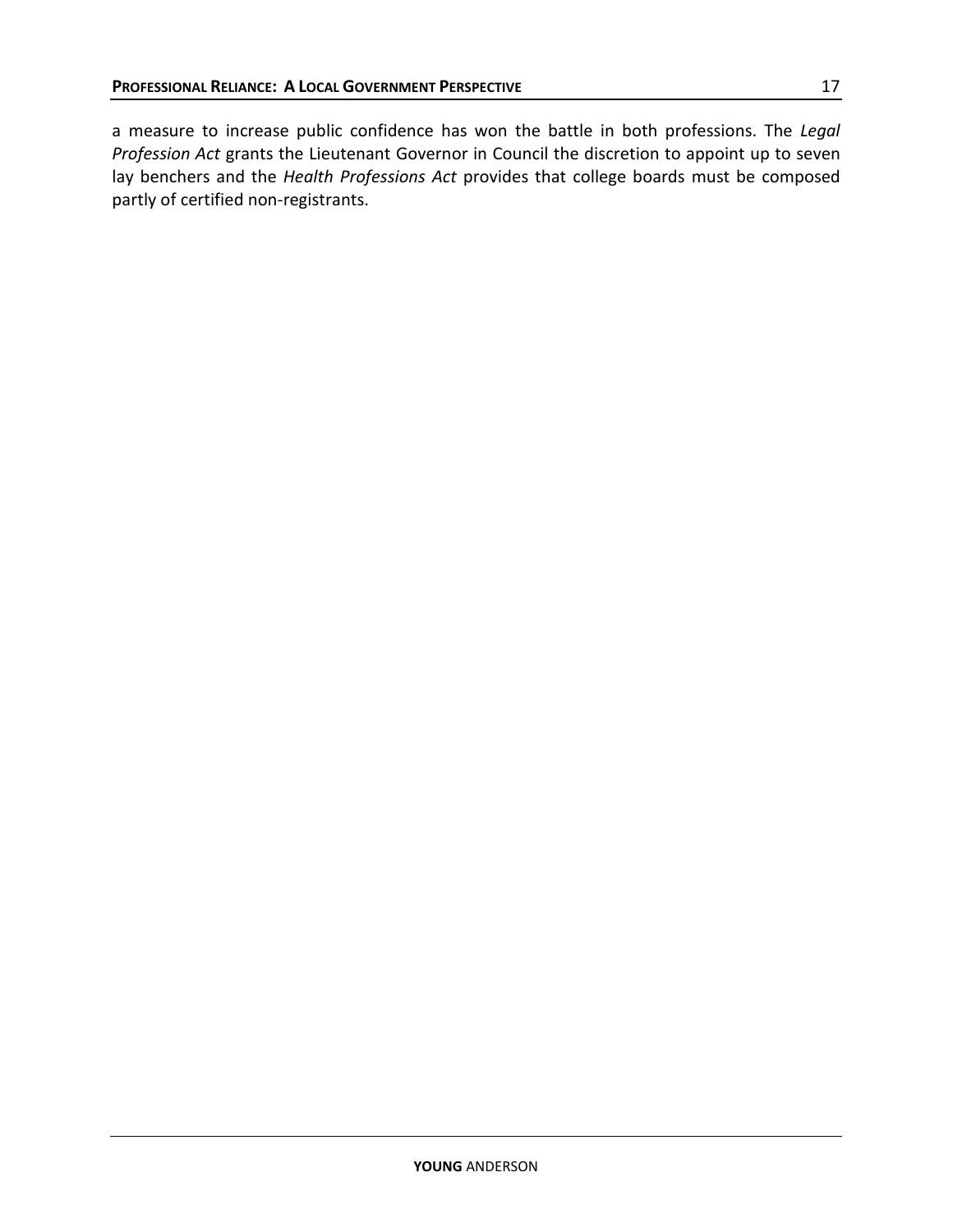a measure to increase public confidence has won the battle in both professions. The *Legal Profession Act* grants the Lieutenant Governor in Council the discretion to appoint up to seven lay benchers and the *Health Professions Act* provides that college boards must be composed partly of certified non-registrants.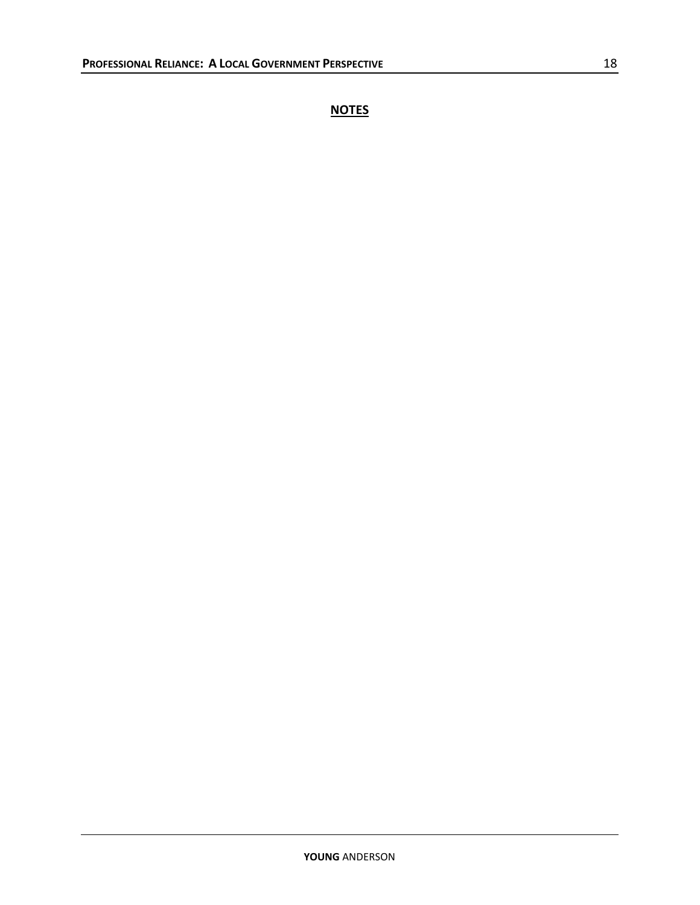## NOTES